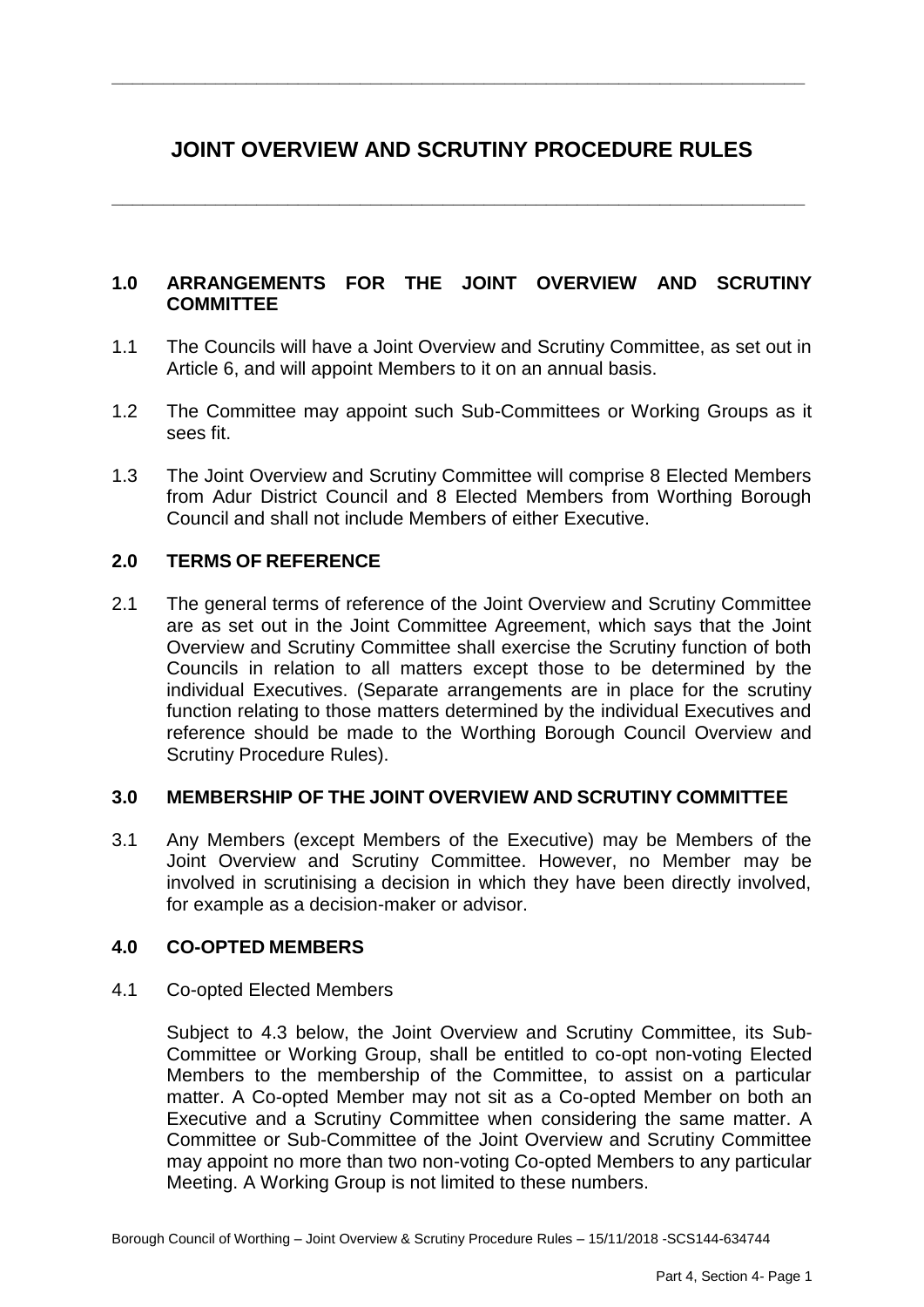# JOINT OVERVIEW AND SCRUTINY PROCEDURE RULES

## 1.0 ARRANGEMENTS FOR THE JOINT OVERVIEW AND SCRUTINY COMMITTEE

1.1 The Councils will have a Joint Overview and Scrutiny Committee, as set out in Article 6, and will appoint Members to it on an annual basis.

1.2 The Committee may appoint such Sub-Committees or Working Groups as it sees fit.

1.3 The Joint Overview and Scrutiny Committee will comprise 8 Elected Members from Adur District Council and 8 Elected Members from Worthing Borough Council and shall not include Members of either Executive.

## 2.0 TERMS OF REFERENCE

2.1 The general terms of reference of the Joint Overview and Scrutiny Committee are as set out in the Joint Committee Agreement, which says that the Joint Overview and Scrutiny Committee shall exercise the Scrutiny function of both Councils in relation to all matters except those to be determined by the individual Executives. (Separate arrangements are in place for the scrutiny function relating to those matters determined by the individual Executives and reference should be made to the Worthing Borough Council Overview and Scrutiny Procedure Rules).

## 3.0 MEMBERSHIP OF THE JOINT OVERVIEW AND SCRUTINY COMMITTEE

3.1 Any Members (except Members of the Executive) may be Members of the Joint Overview and Scrutiny Committee. However, no Member may be involved in scrutinising a decision in which they have been directly involved, for example as a decision-maker or advisor.

## 4.0 CO-OPTED MEMBERS

4.1 Co-opted Elected Members

Subject to 4.3 below, the Joint Overview and Scrutiny Committee, its Sub-Committee or Working Group, shall be entitled to co-opt non-voting Elected Members to the membership of the Committee, to assist on a particular matter. A Co-opted Member may not sit as a Co-opted Member on both an Executive and a Scrutiny Committee when considering the same matter. A Committee or Sub-Committee of the Joint Overview and Scrutiny Committee may appoint no more than two non-voting Co-opted Members to any particular Meeting. A Working Group is not limited to these numbers.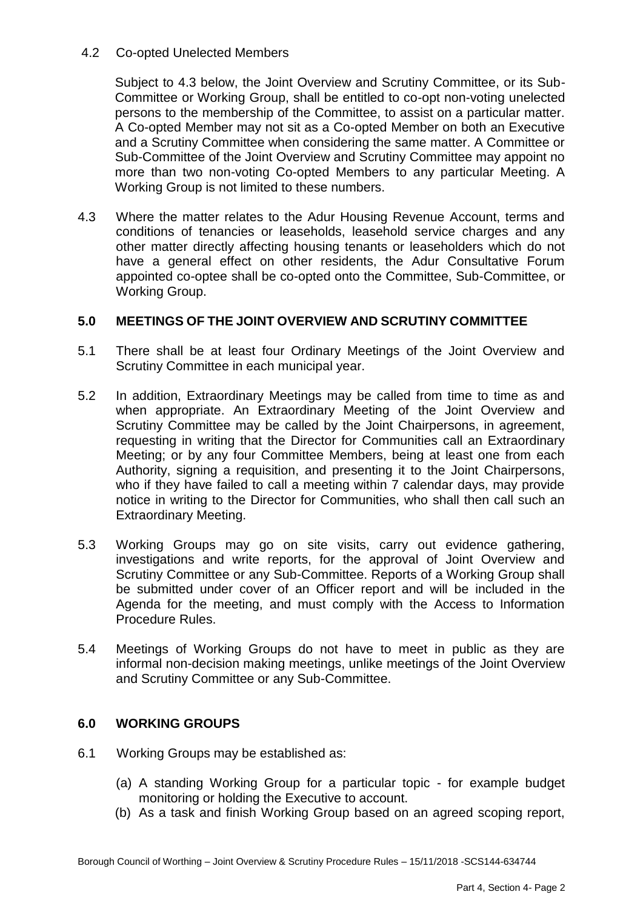4.2 Co-opted Unelected Members

Subject to 4.3 below, the Joint Overview and Scrutiny Committee, or its Sub-Committee or Working Group, shall be entitled to co-opt non-voting unelected persons to the membership of the Committee, to assist on a particular matter. A Co-opted Member may not sit as a Co-opted Member on both an Executive and a Scrutiny Committee when considering the same matter. A Committee or Sub-Committee of the Joint Overview and Scrutiny Committee may appoint no more than two non-voting Co-opted Members to any particular Meeting. A Working Group is not limited to these numbers.

4.3 Where the matter relates to the Adur Housing Revenue Account, terms and conditions of tenancies or leaseholds, leasehold service charges and any other matter directly affecting housing tenants or leaseholders which do not have a general effect on other residents, the Adur Consultative Forum appointed co-optee shall be co-opted onto the Committee, Sub-Committee, or Working Group.

## 5.0 MEETINGS OF THE JOINT OVERVIEW AND SCRUTINY COMMITTEE

5.1 There shall be at least four Ordinary Meetings of the Joint Overview and Scrutiny Committee in each municipal year.

5.2 In addition, Extraordinary Meetings may be called from time to time as and when appropriate. An Extraordinary Meeting of the Joint Overview and Scrutiny Committee may be called by the Joint Chairpersons, in agreement, requesting in writing that the Director for Communities call an Extraordinary Meeting; or by any four Committee Members, being at least one from each Authority, signing a requisition, and presenting it to the Joint Chairpersons, who if they have failed to call a meeting within 7 calendar days, may provide notice in writing to the Director for Communities, who shall then call such an Extraordinary Meeting.

5.3 Working Groups may go on site visits, carry out evidence gathering, investigations and write reports, for the approval of Joint Overview and Scrutiny Committee or any Sub-Committee. Reports of a Working Group shall be submitted under cover of an Officer report and will be included in the Agenda for the meeting, and must comply with the Access to Information Procedure Rules.

5.4 Meetings of Working Groups do not have to meet in public as they are informal non-decision making meetings, unlike meetings of the Joint Overview and Scrutiny Committee or any Sub-Committee.

## 6.0 WORKING GROUPS

6.1 Working Groups may be established as:

(a) A standing Working Group for a particular topic - for example budget monitoring or holding the Executive to account.

(b) As a task and finish Working Group based on an agreed scoping report,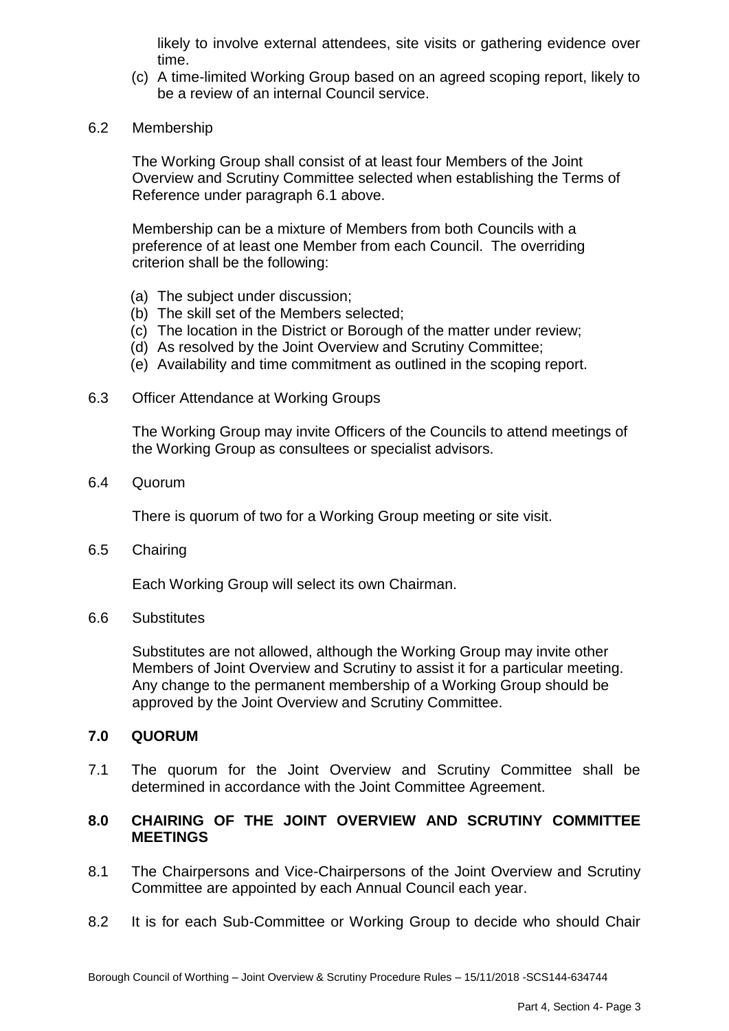likely to involve external attendees, site visits or gathering evidence over time.

(c) A time-limited Working Group based on an agreed scoping report, likely to be a review of an internal Council service.

6.2 Membership

The Working Group shall consist of at least four Members of the Joint Overview and Scrutiny Committee selected when establishing the Terms of Reference under paragraph 6.1 above.

Membership can be a mixture of Members from both Councils with a preference of at least one Member from each Council. The overriding criterion shall be the following:

(a) The subject under discussion;
(b) The skill set of the Members selected;
(c) The location in the District or Borough of the matter under review;
(d) As resolved by the Joint Overview and Scrutiny Committee;
(e) Availability and time commitment as outlined in the scoping report.

6.3 Officer Attendance at Working Groups

The Working Group may invite Officers of the Councils to attend meetings of the Working Group as consultees or specialist advisors.

6.4 Quorum

There is quorum of two for a Working Group meeting or site visit.

6.5 Chairing

Each Working Group will select its own Chairman.

6.6 Substitutes

Substitutes are not allowed, although the Working Group may invite other Members of Joint Overview and Scrutiny to assist it for a particular meeting. Any change to the permanent membership of a Working Group should be approved by the Joint Overview and Scrutiny Committee.

## 7.0 QUORUM

7.1 The quorum for the Joint Overview and Scrutiny Committee shall be determined in accordance with the Joint Committee Agreement.

## 8.0 CHAIRING OF THE JOINT OVERVIEW AND SCRUTINY COMMITTEE MEETINGS

8.1 The Chairpersons and Vice-Chairpersons of the Joint Overview and Scrutiny Committee are appointed by each Annual Council each year.

8.2 It is for each Sub-Committee or Working Group to decide who should Chair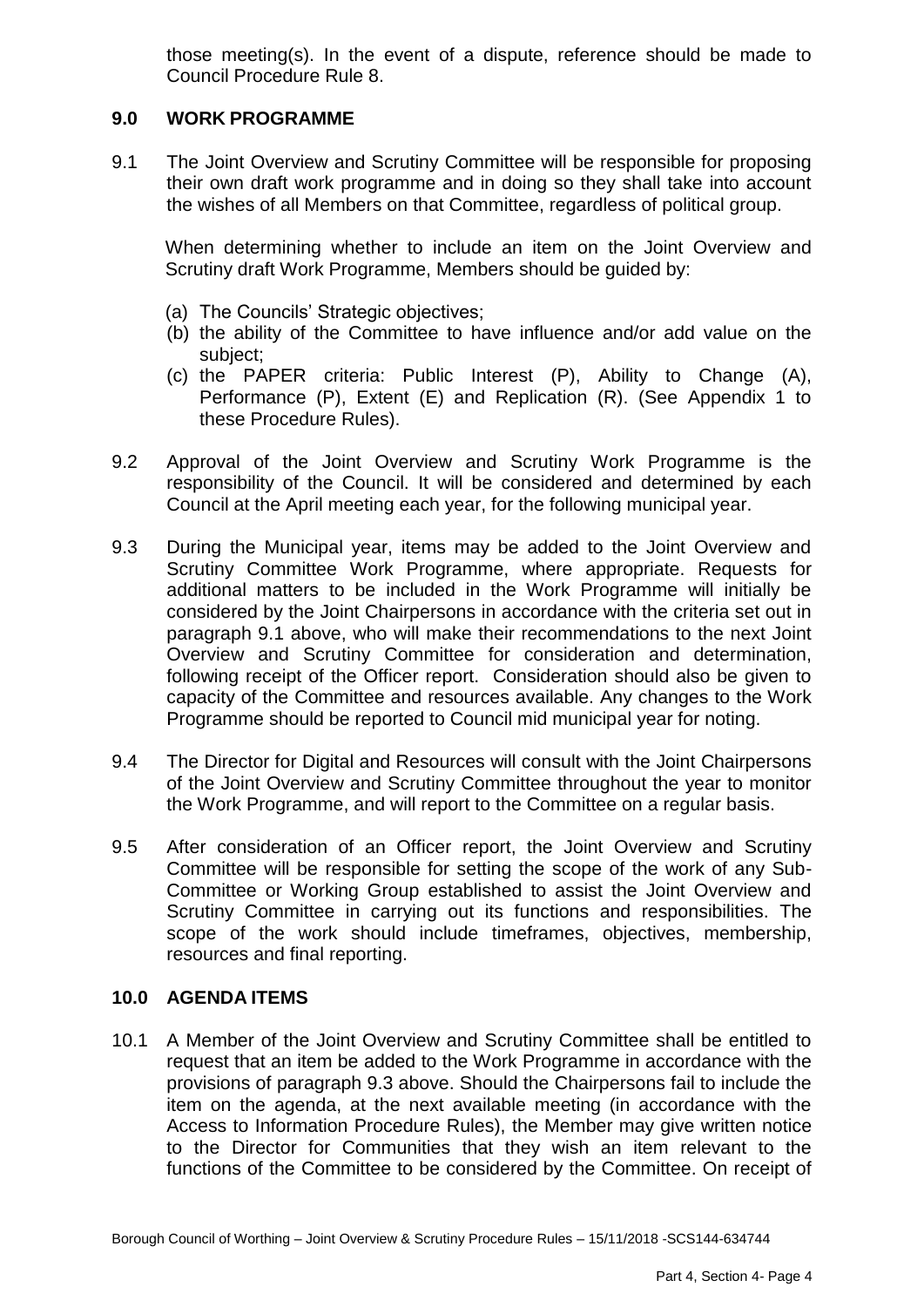those meeting(s). In the event of a dispute, reference should be made to Council Procedure Rule 8.

## 9.0 WORK PROGRAMME

9.1 The Joint Overview and Scrutiny Committee will be responsible for proposing their own draft work programme and in doing so they shall take into account the wishes of all Members on that Committee, regardless of political group.

When determining whether to include an item on the Joint Overview and Scrutiny draft Work Programme, Members should be guided by:

(a) The Councils' Strategic objectives;
(b) the ability of the Committee to have influence and/or add value on the subject;
(c) the PAPER criteria: Public Interest (P), Ability to Change (A), Performance (P), Extent (E) and Replication (R). (See Appendix 1 to these Procedure Rules).

9.2 Approval of the Joint Overview and Scrutiny Work Programme is the responsibility of the Council. It will be considered and determined by each Council at the April meeting each year, for the following municipal year.

9.3 During the Municipal year, items may be added to the Joint Overview and Scrutiny Committee Work Programme, where appropriate. Requests for additional matters to be included in the Work Programme will initially be considered by the Joint Chairpersons in accordance with the criteria set out in paragraph 9.1 above, who will make their recommendations to the next Joint Overview and Scrutiny Committee for consideration and determination, following receipt of the Officer report. Consideration should also be given to capacity of the Committee and resources available. Any changes to the Work Programme should be reported to Council mid municipal year for noting.

9.4 The Director for Digital and Resources will consult with the Joint Chairpersons of the Joint Overview and Scrutiny Committee throughout the year to monitor the Work Programme, and will report to the Committee on a regular basis.

9.5 After consideration of an Officer report, the Joint Overview and Scrutiny Committee will be responsible for setting the scope of the work of any Sub-Committee or Working Group established to assist the Joint Overview and Scrutiny Committee in carrying out its functions and responsibilities. The scope of the work should include timeframes, objectives, membership, resources and final reporting.

## 10.0 AGENDA ITEMS

10.1 A Member of the Joint Overview and Scrutiny Committee shall be entitled to request that an item be added to the Work Programme in accordance with the provisions of paragraph 9.3 above. Should the Chairpersons fail to include the item on the agenda, at the next available meeting (in accordance with the Access to Information Procedure Rules), the Member may give written notice to the Director for Communities that they wish an item relevant to the functions of the Committee to be considered by the Committee. On receipt of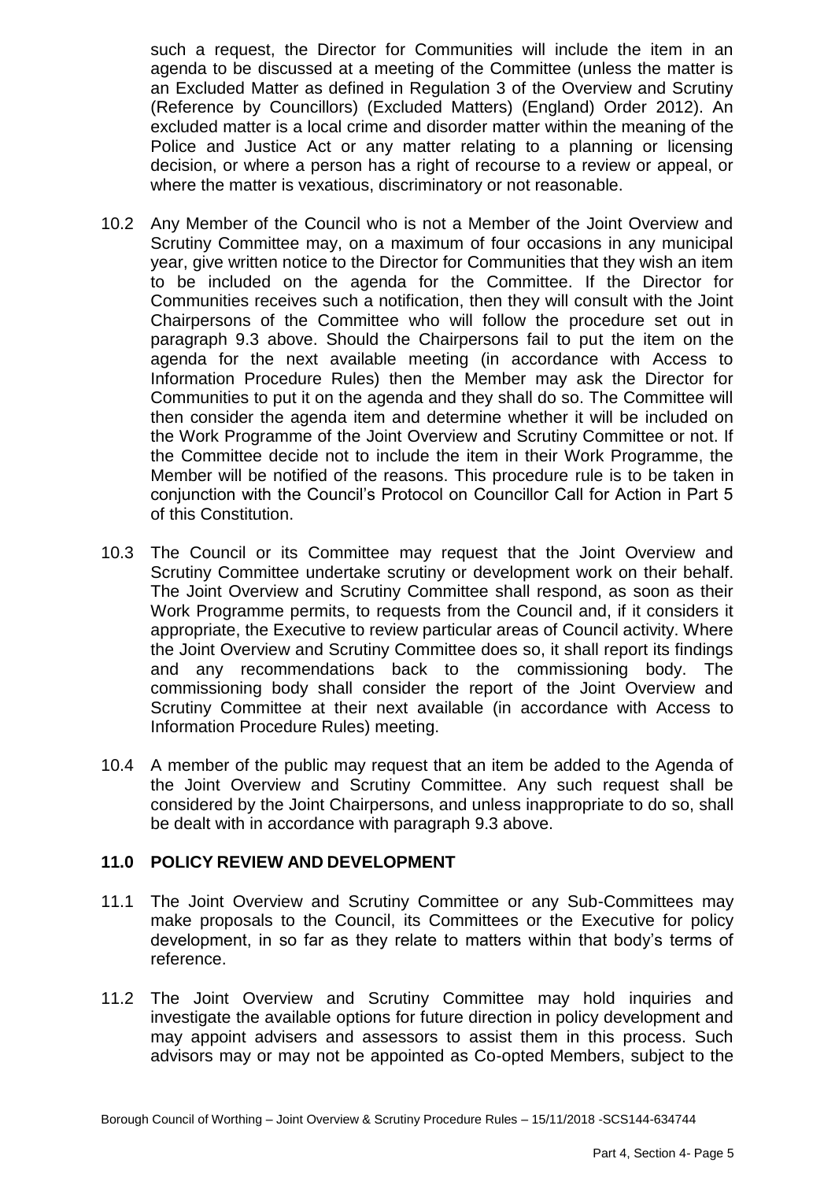such a request, the Director for Communities will include the item in an agenda to be discussed at a meeting of the Committee (unless the matter is an Excluded Matter as defined in Regulation 3 of the Overview and Scrutiny (Reference by Councillors) (Excluded Matters) (England) Order 2012). An excluded matter is a local crime and disorder matter within the meaning of the Police and Justice Act or any matter relating to a planning or licensing decision, or where a person has a right of recourse to a review or appeal, or where the matter is vexatious, discriminatory or not reasonable.

10.2 Any Member of the Council who is not a Member of the Joint Overview and Scrutiny Committee may, on a maximum of four occasions in any municipal year, give written notice to the Director for Communities that they wish an item to be included on the agenda for the Committee. If the Director for Communities receives such a notification, then they will consult with the Joint Chairpersons of the Committee who will follow the procedure set out in paragraph 9.3 above. Should the Chairpersons fail to put the item on the agenda for the next available meeting (in accordance with Access to Information Procedure Rules) then the Member may ask the Director for Communities to put it on the agenda and they shall do so. The Committee will then consider the agenda item and determine whether it will be included on the Work Programme of the Joint Overview and Scrutiny Committee or not. If the Committee decide not to include the item in their Work Programme, the Member will be notified of the reasons. This procedure rule is to be taken in conjunction with the Council's Protocol on Councillor Call for Action in Part 5 of this Constitution.

10.3 The Council or its Committee may request that the Joint Overview and Scrutiny Committee undertake scrutiny or development work on their behalf. The Joint Overview and Scrutiny Committee shall respond, as soon as their Work Programme permits, to requests from the Council and, if it considers it appropriate, the Executive to review particular areas of Council activity. Where the Joint Overview and Scrutiny Committee does so, it shall report its findings and any recommendations back to the commissioning body. The commissioning body shall consider the report of the Joint Overview and Scrutiny Committee at their next available (in accordance with Access to Information Procedure Rules) meeting.

10.4 A member of the public may request that an item be added to the Agenda of the Joint Overview and Scrutiny Committee. Any such request shall be considered by the Joint Chairpersons, and unless inappropriate to do so, shall be dealt with in accordance with paragraph 9.3 above.

## 11.0 POLICY REVIEW AND DEVELOPMENT

11.1 The Joint Overview and Scrutiny Committee or any Sub-Committees may make proposals to the Council, its Committees or the Executive for policy development, in so far as they relate to matters within that body's terms of reference.

11.2 The Joint Overview and Scrutiny Committee may hold inquiries and investigate the available options for future direction in policy development and may appoint advisers and assessors to assist them in this process. Such advisors may or may not be appointed as Co-opted Members, subject to the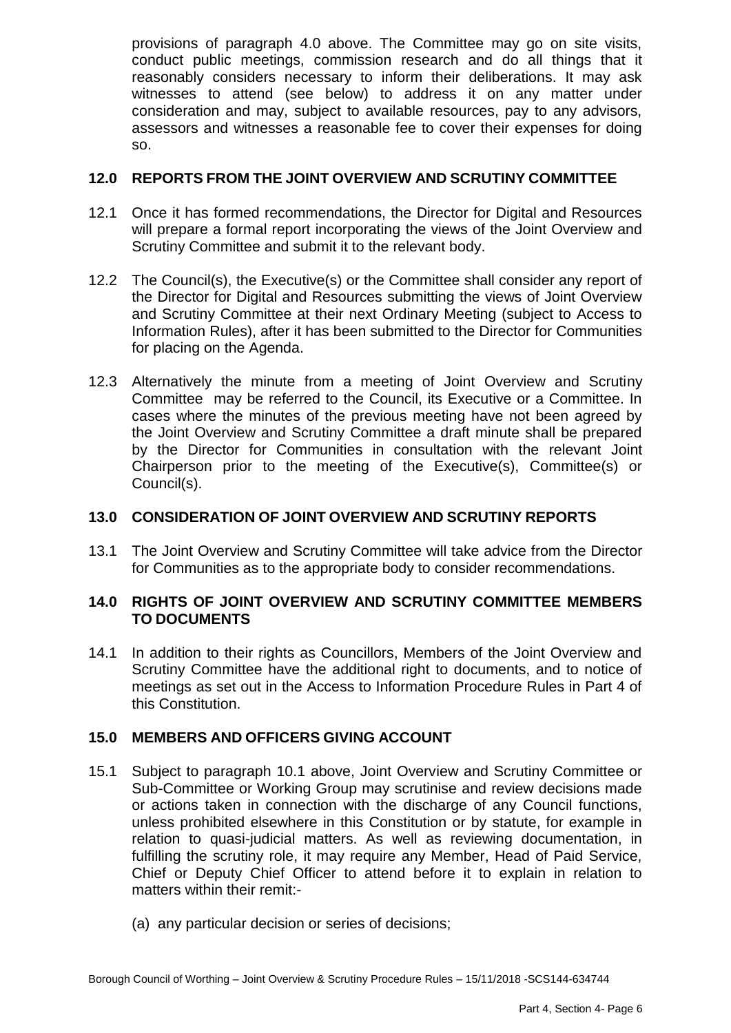provisions of paragraph 4.0 above. The Committee may go on site visits, conduct public meetings, commission research and do all things that it reasonably considers necessary to inform their deliberations. It may ask witnesses to attend (see below) to address it on any matter under consideration and may, subject to available resources, pay to any advisors, assessors and witnesses a reasonable fee to cover their expenses for doing so.

## 12.0 REPORTS FROM THE JOINT OVERVIEW AND SCRUTINY COMMITTEE

12.1 Once it has formed recommendations, the Director for Digital and Resources will prepare a formal report incorporating the views of the Joint Overview and Scrutiny Committee and submit it to the relevant body.

12.2 The Council(s), the Executive(s) or the Committee shall consider any report of the Director for Digital and Resources submitting the views of Joint Overview and Scrutiny Committee at their next Ordinary Meeting (subject to Access to Information Rules), after it has been submitted to the Director for Communities for placing on the Agenda.

12.3 Alternatively the minute from a meeting of Joint Overview and Scrutiny Committee may be referred to the Council, its Executive or a Committee. In cases where the minutes of the previous meeting have not been agreed by the Joint Overview and Scrutiny Committee a draft minute shall be prepared by the Director for Communities in consultation with the relevant Joint Chairperson prior to the meeting of the Executive(s), Committee(s) or Council(s).

## 13.0 CONSIDERATION OF JOINT OVERVIEW AND SCRUTINY REPORTS

13.1 The Joint Overview and Scrutiny Committee will take advice from the Director for Communities as to the appropriate body to consider recommendations.

## 14.0 RIGHTS OF JOINT OVERVIEW AND SCRUTINY COMMITTEE MEMBERS TO DOCUMENTS

14.1 In addition to their rights as Councillors, Members of the Joint Overview and Scrutiny Committee have the additional right to documents, and to notice of meetings as set out in the Access to Information Procedure Rules in Part 4 of this Constitution.

## 15.0 MEMBERS AND OFFICERS GIVING ACCOUNT

15.1 Subject to paragraph 10.1 above, Joint Overview and Scrutiny Committee or Sub-Committee or Working Group may scrutinise and review decisions made or actions taken in connection with the discharge of any Council functions, unless prohibited elsewhere in this Constitution or by statute, for example in relation to quasi-judicial matters. As well as reviewing documentation, in fulfilling the scrutiny role, it may require any Member, Head of Paid Service, Chief or Deputy Chief Officer to attend before it to explain in relation to matters within their remit:-

(a) any particular decision or series of decisions;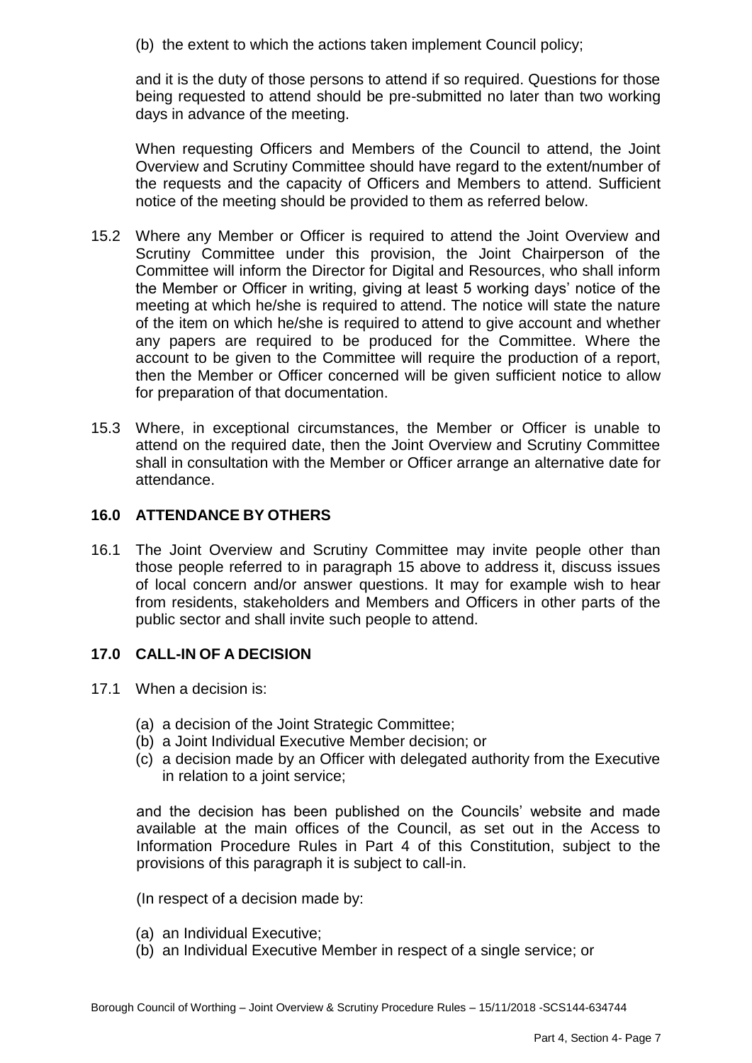(b) the extent to which the actions taken implement Council policy;

and it is the duty of those persons to attend if so required. Questions for those being requested to attend should be pre-submitted no later than two working days in advance of the meeting.

When requesting Officers and Members of the Council to attend, the Joint Overview and Scrutiny Committee should have regard to the extent/number of the requests and the capacity of Officers and Members to attend. Sufficient notice of the meeting should be provided to them as referred below.

15.2 Where any Member or Officer is required to attend the Joint Overview and Scrutiny Committee under this provision, the Joint Chairperson of the Committee will inform the Director for Digital and Resources, who shall inform the Member or Officer in writing, giving at least 5 working days' notice of the meeting at which he/she is required to attend. The notice will state the nature of the item on which he/she is required to attend to give account and whether any papers are required to be produced for the Committee. Where the account to be given to the Committee will require the production of a report, then the Member or Officer concerned will be given sufficient notice to allow for preparation of that documentation.

15.3 Where, in exceptional circumstances, the Member or Officer is unable to attend on the required date, then the Joint Overview and Scrutiny Committee shall in consultation with the Member or Officer arrange an alternative date for attendance.

## 16.0 ATTENDANCE BY OTHERS

16.1 The Joint Overview and Scrutiny Committee may invite people other than those people referred to in paragraph 15 above to address it, discuss issues of local concern and/or answer questions. It may for example wish to hear from residents, stakeholders and Members and Officers in other parts of the public sector and shall invite such people to attend.

## 17.0 CALL-IN OF A DECISION

17.1 When a decision is:

(a) a decision of the Joint Strategic Committee;
(b) a Joint Individual Executive Member decision; or
(c) a decision made by an Officer with delegated authority from the Executive in relation to a joint service;

and the decision has been published on the Councils' website and made available at the main offices of the Council, as set out in the Access to Information Procedure Rules in Part 4 of this Constitution, subject to the provisions of this paragraph it is subject to call-in.

(In respect of a decision made by:

(a) an Individual Executive;
(b) an Individual Executive Member in respect of a single service; or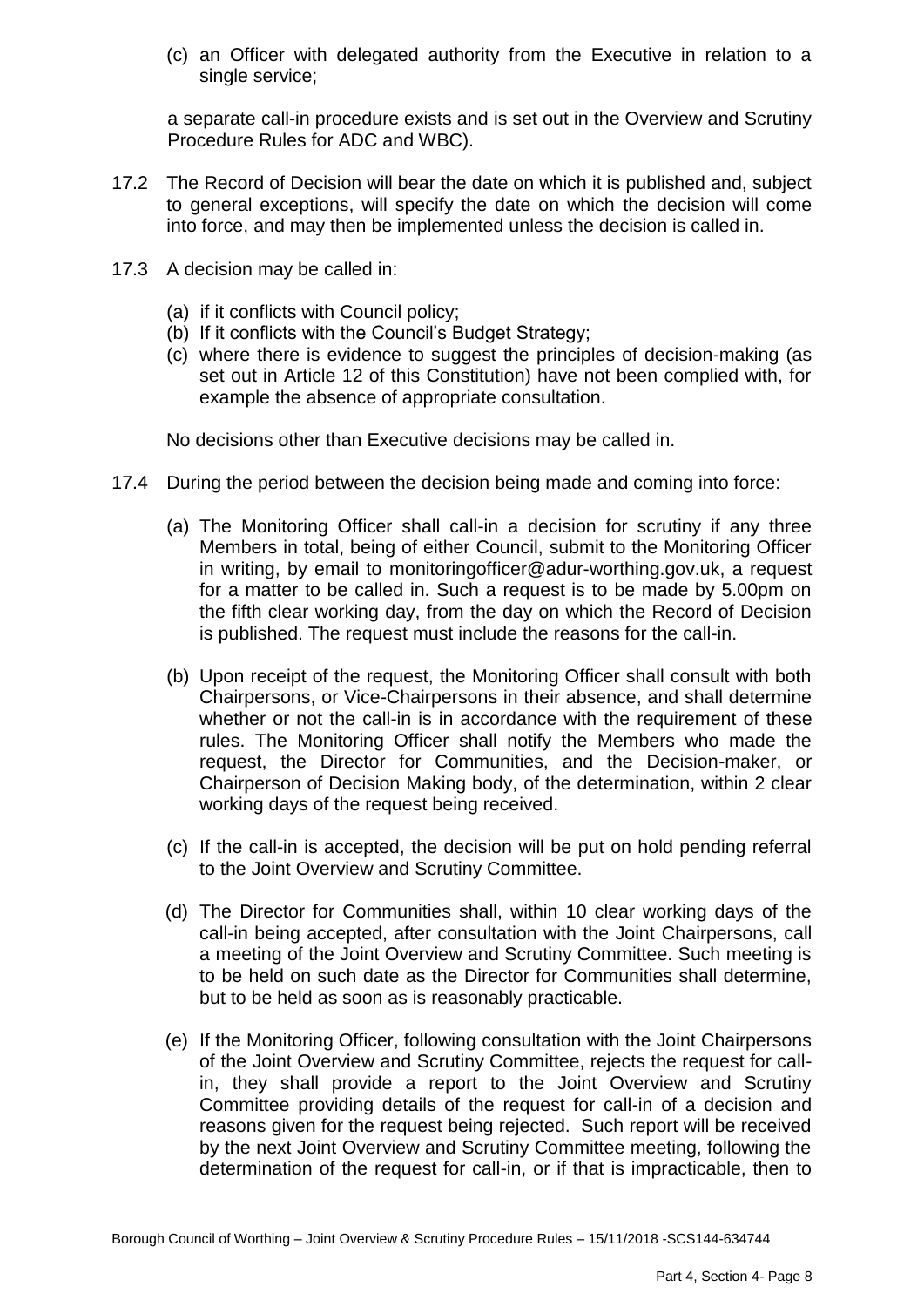(c) an Officer with delegated authority from the Executive in relation to a single service;

a separate call-in procedure exists and is set out in the Overview and Scrutiny Procedure Rules for ADC and WBC).

17.2 The Record of Decision will bear the date on which it is published and, subject to general exceptions, will specify the date on which the decision will come into force, and may then be implemented unless the decision is called in.

17.3 A decision may be called in:

(a) if it conflicts with Council policy;
(b) If it conflicts with the Council's Budget Strategy;
(c) where there is evidence to suggest the principles of decision-making (as set out in Article 12 of this Constitution) have not been complied with, for example the absence of appropriate consultation.

No decisions other than Executive decisions may be called in.

17.4 During the period between the decision being made and coming into force:

(a) The Monitoring Officer shall call-in a decision for scrutiny if any three Members in total, being of either Council, submit to the Monitoring Officer in writing, by email to monitoringofficer@adur-worthing.gov.uk, a request for a matter to be called in. Such a request is to be made by 5.00pm on the fifth clear working day, from the day on which the Record of Decision is published. The request must include the reasons for the call-in.

(b) Upon receipt of the request, the Monitoring Officer shall consult with both Chairpersons, or Vice-Chairpersons in their absence, and shall determine whether or not the call-in is in accordance with the requirement of these rules. The Monitoring Officer shall notify the Members who made the request, the Director for Communities, and the Decision-maker, or Chairperson of Decision Making body, of the determination, within 2 clear working days of the request being received.

(c) If the call-in is accepted, the decision will be put on hold pending referral to the Joint Overview and Scrutiny Committee.

(d) The Director for Communities shall, within 10 clear working days of the call-in being accepted, after consultation with the Joint Chairpersons, call a meeting of the Joint Overview and Scrutiny Committee. Such meeting is to be held on such date as the Director for Communities shall determine, but to be held as soon as is reasonably practicable.

(e) If the Monitoring Officer, following consultation with the Joint Chairpersons of the Joint Overview and Scrutiny Committee, rejects the request for call-in, they shall provide a report to the Joint Overview and Scrutiny Committee providing details of the request for call-in of a decision and reasons given for the request being rejected. Such report will be received by the next Joint Overview and Scrutiny Committee meeting, following the determination of the request for call-in, or if that is impracticable, then to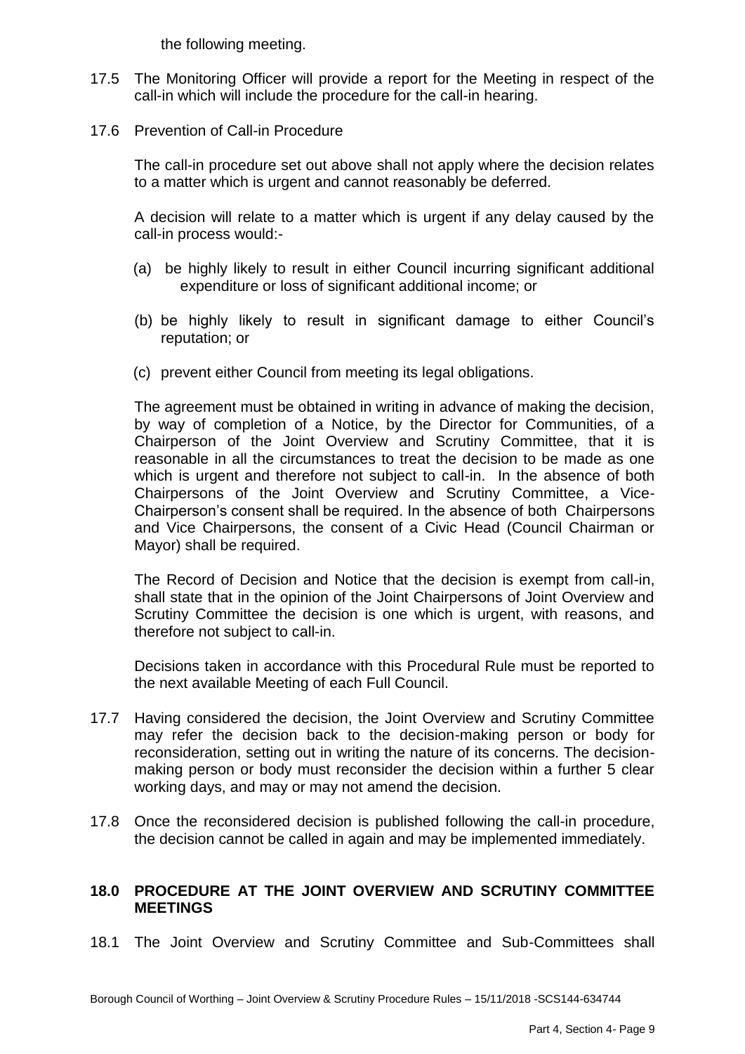the following meeting.

17.5 The Monitoring Officer will provide a report for the Meeting in respect of the call-in which will include the procedure for the call-in hearing.

17.6 Prevention of Call-in Procedure

The call-in procedure set out above shall not apply where the decision relates to a matter which is urgent and cannot reasonably be deferred.

A decision will relate to a matter which is urgent if any delay caused by the call-in process would:-

(a) be highly likely to result in either Council incurring significant additional expenditure or loss of significant additional income; or

(b) be highly likely to result in significant damage to either Council's reputation; or

(c) prevent either Council from meeting its legal obligations.

The agreement must be obtained in writing in advance of making the decision, by way of completion of a Notice, by the Director for Communities, of a Chairperson of the Joint Overview and Scrutiny Committee, that it is reasonable in all the circumstances to treat the decision to be made as one which is urgent and therefore not subject to call-in. In the absence of both Chairpersons of the Joint Overview and Scrutiny Committee, a Vice-Chairperson's consent shall be required. In the absence of both Chairpersons and Vice Chairpersons, the consent of a Civic Head (Council Chairman or Mayor) shall be required.

The Record of Decision and Notice that the decision is exempt from call-in, shall state that in the opinion of the Joint Chairpersons of Joint Overview and Scrutiny Committee the decision is one which is urgent, with reasons, and therefore not subject to call-in.

Decisions taken in accordance with this Procedural Rule must be reported to the next available Meeting of each Full Council.

17.7 Having considered the decision, the Joint Overview and Scrutiny Committee may refer the decision back to the decision-making person or body for reconsideration, setting out in writing the nature of its concerns. The decision-making person or body must reconsider the decision within a further 5 clear working days, and may or may not amend the decision.

17.8 Once the reconsidered decision is published following the call-in procedure, the decision cannot be called in again and may be implemented immediately.

## 18.0 PROCEDURE AT THE JOINT OVERVIEW AND SCRUTINY COMMITTEE MEETINGS

18.1 The Joint Overview and Scrutiny Committee and Sub-Committees shall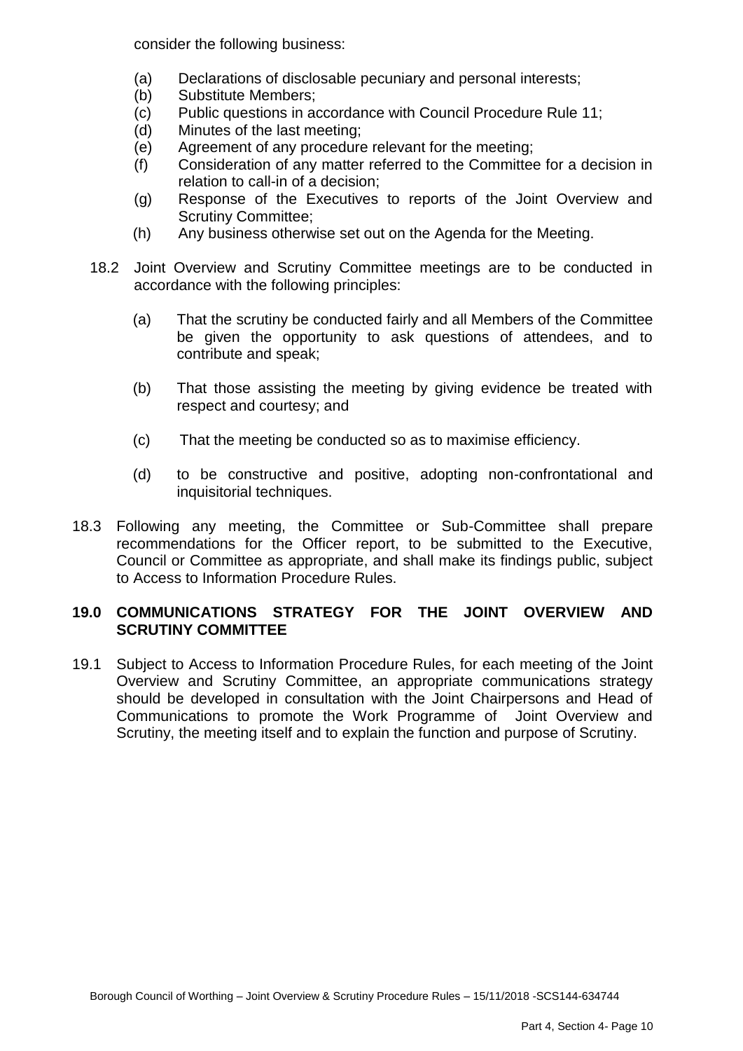consider the following business:

- (a) Declarations of disclosable pecuniary and personal interests;
- (b) Substitute Members;
- (c) Public questions in accordance with Council Procedure Rule 11;
- (d) Minutes of the last meeting;
- (e) Agreement of any procedure relevant for the meeting;
- (f) Consideration of any matter referred to the Committee for a decision in relation to call-in of a decision;
- (g) Response of the Executives to reports of the Joint Overview and Scrutiny Committee;
- (h) Any business otherwise set out on the Agenda for the Meeting.

18.2 Joint Overview and Scrutiny Committee meetings are to be conducted in accordance with the following principles:

- (a) That the scrutiny be conducted fairly and all Members of the Committee be given the opportunity to ask questions of attendees, and to contribute and speak;
- (b) That those assisting the meeting by giving evidence be treated with respect and courtesy; and
- (c) That the meeting be conducted so as to maximise efficiency.
- (d) to be constructive and positive, adopting non-confrontational and inquisitorial techniques.

18.3 Following any meeting, the Committee or Sub-Committee shall prepare recommendations for the Officer report, to be submitted to the Executive, Council or Committee as appropriate, and shall make its findings public, subject to Access to Information Procedure Rules.

## 19.0 COMMUNICATIONS STRATEGY FOR THE JOINT OVERVIEW AND SCRUTINY COMMITTEE

19.1 Subject to Access to Information Procedure Rules, for each meeting of the Joint Overview and Scrutiny Committee, an appropriate communications strategy should be developed in consultation with the Joint Chairpersons and Head of Communications to promote the Work Programme of Joint Overview and Scrutiny, the meeting itself and to explain the function and purpose of Scrutiny.